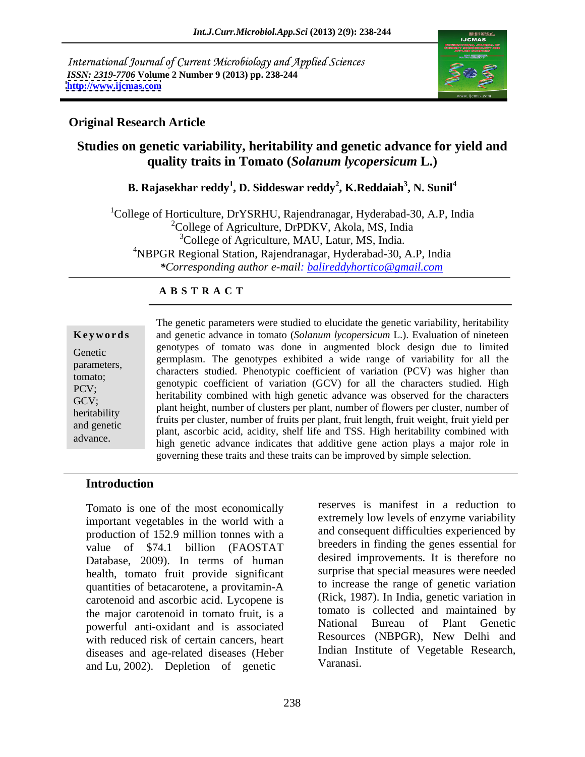International Journal of Current Microbiology and Applied Sciences
*ISSN: 2319-7706* **Volume 2 Number 9 (2013) pp. 238-244**
**http://www.ijcmas.com**

**Original Research Article**

# Studies on genetic variability, heritability and genetic advance for yield and quality traits in Tomato (*Solanum lycopersicum* L.)

**B. Rajasekhar reddy[1], D. Siddeswar reddy[2], K.Reddaiah[3], N. Sunil[4]**

[1]College of Horticulture, DrYSRHU, Rajendranagar, Hyderabad-30, A.P, India
[2]College of Agriculture, DrPDKV, Akola, MS, India
[3]College of Agriculture, MAU, Latur, MS, India.
[4]NBPGR Regional Station, Rajendranagar, Hyderabad-30, A.P, India
*\*Corresponding author e-mail: balireddyhortico@gmail.com*

## A B S T R A C T

**Keywords**

Genetic parameters, tomato; PCV; GCV; heritability and genetic advance.

The genetic parameters were studied to elucidate the genetic variability, heritability and genetic advance in tomato (*Solanum lycopersicum* L.). Evaluation of nineteen genotypes of tomato was done in augmented block design due to limited germplasm. The genotypes exhibited a wide range of variability for all the characters studied. Phenotypic coefficient of variation (PCV) was higher than genotypic coefficient of variation (GCV) for all the characters studied. High heritability combined with high genetic advance was observed for the characters plant height, number of clusters per plant, number of flowers per cluster, number of fruits per cluster, number of fruits per plant, fruit length, fruit weight, fruit yield per plant, ascorbic acid, acidity, shelf life and TSS. High heritability combined with high genetic advance indicates that additive gene action plays a major role in governing these traits and these traits can be improved by simple selection.

## Introduction

Tomato is one of the most economically important vegetables in the world with a production of 152.9 million tonnes with a value of $74.1 billion (FAOSTAT Database, 2009). In terms of human health, tomato fruit provide significant quantities of betacarotene, a provitamin-A carotenoid and ascorbic acid. Lycopene is the major carotenoid in tomato fruit, is a powerful anti-oxidant and is associated with reduced risk of certain cancers, heart diseases and age-related diseases (Heber and Lu, 2002). Depletion of genetic reserves is manifest in a reduction to extremely low levels of enzyme variability and consequent difficulties experienced by breeders in finding the genes essential for desired improvements. It is therefore no surprise that special measures were needed to increase the range of genetic variation (Rick, 1987). In India, genetic variation in tomato is collected and maintained by National Bureau of Plant Genetic Resources (NBPGR), New Delhi and Indian Institute of Vegetable Research, Varanasi.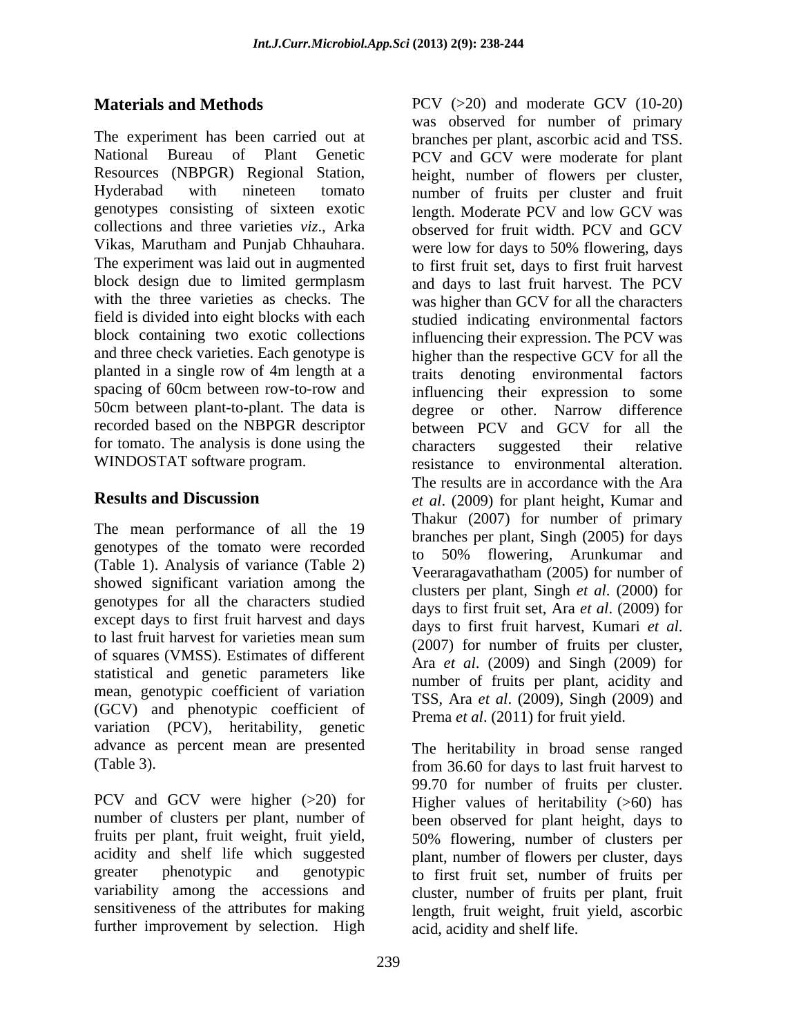## Materials and Methods

The experiment has been carried out at National Bureau of Plant Genetic Resources (NBPGR) Regional Station, Hyderabad with nineteen tomato genotypes consisting of sixteen exotic collections and three varieties *viz*., Arka Vikas, Marutham and Punjab Chhauhara. The experiment was laid out in augmented block design due to limited germplasm with the three varieties as checks. The field is divided into eight blocks with each block containing two exotic collections and three check varieties. Each genotype is planted in a single row of 4m length at a spacing of 60cm between row-to-row and 50cm between plant-to-plant. The data is recorded based on the NBPGR descriptor for tomato. The analysis is done using the WINDOSTAT software program.

## Results and Discussion

The mean performance of all the 19 genotypes of the tomato were recorded (Table 1). Analysis of variance (Table 2) showed significant variation among the genotypes for all the characters studied except days to first fruit harvest and days to last fruit harvest for varieties mean sum of squares (VMSS). Estimates of different statistical and genetic parameters like mean, genotypic coefficient of variation (GCV) and phenotypic coefficient of variation (PCV), heritability, genetic advance as percent mean are presented (Table 3).

PCV and GCV were higher (>20) for number of clusters per plant, number of fruits per plant, fruit weight, fruit yield, acidity and shelf life which suggested greater phenotypic and genotypic variability among the accessions and sensitiveness of the attributes for making further improvement by selection. High PCV (>20) and moderate GCV (10-20) was observed for number of primary branches per plant, ascorbic acid and TSS. PCV and GCV were moderate for plant height, number of flowers per cluster, number of fruits per cluster and fruit length. Moderate PCV and low GCV was observed for fruit width. PCV and GCV were low for days to 50% flowering, days to first fruit set, days to first fruit harvest and days to last fruit harvest. The PCV was higher than GCV for all the characters studied indicating environmental factors influencing their expression. The PCV was higher than the respective GCV for all the traits denoting environmental factors influencing their expression to some degree or other. Narrow difference between PCV and GCV for all the characters suggested their relative resistance to environmental alteration. The results are in accordance with the Ara *et al*. (2009) for plant height, Kumar and Thakur (2007) for number of primary branches per plant, Singh (2005) for days to 50% flowering, Arunkumar and Veeraragavathatham (2005) for number of clusters per plant, Singh *et al*. (2000) for days to first fruit set, Ara *et al*. (2009) for days to first fruit harvest, Kumari *et al*. (2007) for number of fruits per cluster, Ara *et al*. (2009) and Singh (2009) for number of fruits per plant, acidity and TSS, Ara *et al*. (2009), Singh (2009) and Prema *et al*. (2011) for fruit yield.

The heritability in broad sense ranged from 36.60 for days to last fruit harvest to 99.70 for number of fruits per cluster. Higher values of heritability (>60) has been observed for plant height, days to 50% flowering, number of clusters per plant, number of flowers per cluster, days to first fruit set, number of fruits per cluster, number of fruits per plant, fruit length, fruit weight, fruit yield, ascorbic acid, acidity and shelf life.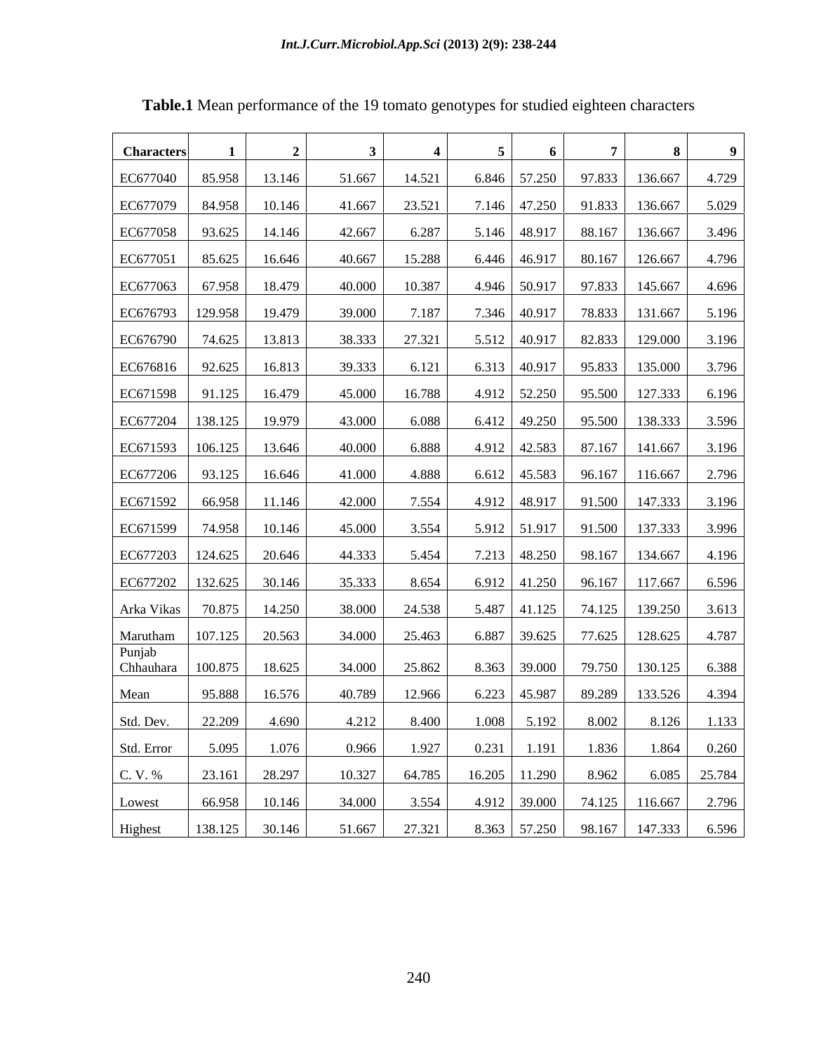**Table.1** Mean performance of the 19 tomato genotypes for studied eighteen characters

| Characters | 1 | 2 | 3 | 4 | 5 | 6 | 7 | 8 | 9 |
|---|---|---|---|---|---|---|---|---|---|
| EC677040 | 85.958 | 13.146 | 51.667 | 14.521 | 6.846 | 57.250 | 97.833 | 136.667 | 4.729 |
| EC677079 | 84.958 | 10.146 | 41.667 | 23.521 | 7.146 | 47.250 | 91.833 | 136.667 | 5.029 |
| EC677058 | 93.625 | 14.146 | 42.667 | 6.287 | 5.146 | 48.917 | 88.167 | 136.667 | 3.496 |
| EC677051 | 85.625 | 16.646 | 40.667 | 15.288 | 6.446 | 46.917 | 80.167 | 126.667 | 4.796 |
| EC677063 | 67.958 | 18.479 | 40.000 | 10.387 | 4.946 | 50.917 | 97.833 | 145.667 | 4.696 |
| EC676793 | 129.958 | 19.479 | 39.000 | 7.187 | 7.346 | 40.917 | 78.833 | 131.667 | 5.196 |
| EC676790 | 74.625 | 13.813 | 38.333 | 27.321 | 5.512 | 40.917 | 82.833 | 129.000 | 3.196 |
| EC676816 | 92.625 | 16.813 | 39.333 | 6.121 | 6.313 | 40.917 | 95.833 | 135.000 | 3.796 |
| EC671598 | 91.125 | 16.479 | 45.000 | 16.788 | 4.912 | 52.250 | 95.500 | 127.333 | 6.196 |
| EC677204 | 138.125 | 19.979 | 43.000 | 6.088 | 6.412 | 49.250 | 95.500 | 138.333 | 3.596 |
| EC671593 | 106.125 | 13.646 | 40.000 | 6.888 | 4.912 | 42.583 | 87.167 | 141.667 | 3.196 |
| EC677206 | 93.125 | 16.646 | 41.000 | 4.888 | 6.612 | 45.583 | 96.167 | 116.667 | 2.796 |
| EC671592 | 66.958 | 11.146 | 42.000 | 7.554 | 4.912 | 48.917 | 91.500 | 147.333 | 3.196 |
| EC671599 | 74.958 | 10.146 | 45.000 | 3.554 | 5.912 | 51.917 | 91.500 | 137.333 | 3.996 |
| EC677203 | 124.625 | 20.646 | 44.333 | 5.454 | 7.213 | 48.250 | 98.167 | 134.667 | 4.196 |
| EC677202 | 132.625 | 30.146 | 35.333 | 8.654 | 6.912 | 41.250 | 96.167 | 117.667 | 6.596 |
| Arka Vikas | 70.875 | 14.250 | 38.000 | 24.538 | 5.487 | 41.125 | 74.125 | 139.250 | 3.613 |
| Marutham | 107.125 | 20.563 | 34.000 | 25.463 | 6.887 | 39.625 | 77.625 | 128.625 | 4.787 |
| Punjab Chhauhara | 100.875 | 18.625 | 34.000 | 25.862 | 8.363 | 39.000 | 79.750 | 130.125 | 6.388 |
| Mean | 95.888 | 16.576 | 40.789 | 12.966 | 6.223 | 45.987 | 89.289 | 133.526 | 4.394 |
| Std. Dev. | 22.209 | 4.690 | 4.212 | 8.400 | 1.008 | 5.192 | 8.002 | 8.126 | 1.133 |
| Std. Error | 5.095 | 1.076 | 0.966 | 1.927 | 0.231 | 1.191 | 1.836 | 1.864 | 0.260 |
| C. V. % | 23.161 | 28.297 | 10.327 | 64.785 | 16.205 | 11.290 | 8.962 | 6.085 | 25.784 |
| Lowest | 66.958 | 10.146 | 34.000 | 3.554 | 4.912 | 39.000 | 74.125 | 116.667 | 2.796 |
| Highest | 138.125 | 30.146 | 51.667 | 27.321 | 8.363 | 57.250 | 98.167 | 147.333 | 6.596 |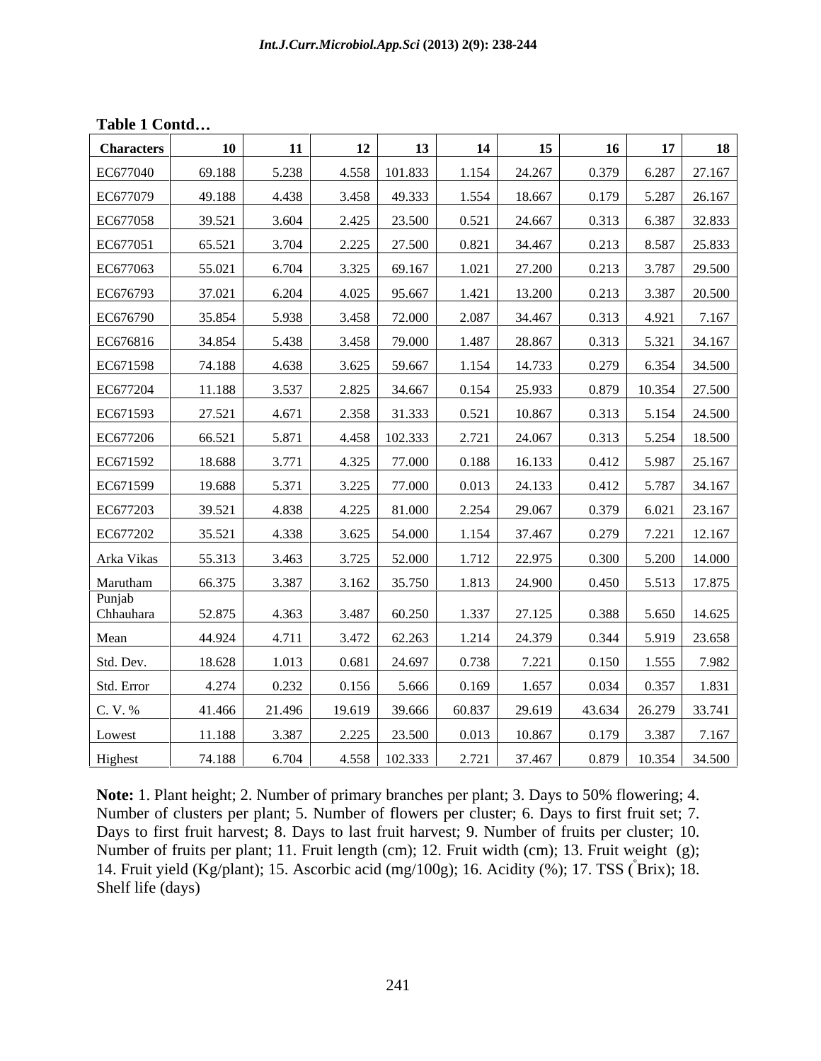**Table 1 Contd…**

| Characters | 10 | 11 | 12 | 13 | 14 | 15 | 16 | 17 | 18 |
|---|---|---|---|---|---|---|---|---|---|
| EC677040 | 69.188 | 5.238 | 4.558 | 101.833 | 1.154 | 24.267 | 0.379 | 6.287 | 27.167 |
| EC677079 | 49.188 | 4.438 | 3.458 | 49.333 | 1.554 | 18.667 | 0.179 | 5.287 | 26.167 |
| EC677058 | 39.521 | 3.604 | 2.425 | 23.500 | 0.521 | 24.667 | 0.313 | 6.387 | 32.833 |
| EC677051 | 65.521 | 3.704 | 2.225 | 27.500 | 0.821 | 34.467 | 0.213 | 8.587 | 25.833 |
| EC677063 | 55.021 | 6.704 | 3.325 | 69.167 | 1.021 | 27.200 | 0.213 | 3.787 | 29.500 |
| EC676793 | 37.021 | 6.204 | 4.025 | 95.667 | 1.421 | 13.200 | 0.213 | 3.387 | 20.500 |
| EC676790 | 35.854 | 5.938 | 3.458 | 72.000 | 2.087 | 34.467 | 0.313 | 4.921 | 7.167 |
| EC676816 | 34.854 | 5.438 | 3.458 | 79.000 | 1.487 | 28.867 | 0.313 | 5.321 | 34.167 |
| EC671598 | 74.188 | 4.638 | 3.625 | 59.667 | 1.154 | 14.733 | 0.279 | 6.354 | 34.500 |
| EC677204 | 11.188 | 3.537 | 2.825 | 34.667 | 0.154 | 25.933 | 0.879 | 10.354 | 27.500 |
| EC671593 | 27.521 | 4.671 | 2.358 | 31.333 | 0.521 | 10.867 | 0.313 | 5.154 | 24.500 |
| EC677206 | 66.521 | 5.871 | 4.458 | 102.333 | 2.721 | 24.067 | 0.313 | 5.254 | 18.500 |
| EC671592 | 18.688 | 3.771 | 4.325 | 77.000 | 0.188 | 16.133 | 0.412 | 5.987 | 25.167 |
| EC671599 | 19.688 | 5.371 | 3.225 | 77.000 | 0.013 | 24.133 | 0.412 | 5.787 | 34.167 |
| EC677203 | 39.521 | 4.838 | 4.225 | 81.000 | 2.254 | 29.067 | 0.379 | 6.021 | 23.167 |
| EC677202 | 35.521 | 4.338 | 3.625 | 54.000 | 1.154 | 37.467 | 0.279 | 7.221 | 12.167 |
| Arka Vikas | 55.313 | 3.463 | 3.725 | 52.000 | 1.712 | 22.975 | 0.300 | 5.200 | 14.000 |
| Marutham | 66.375 | 3.387 | 3.162 | 35.750 | 1.813 | 24.900 | 0.450 | 5.513 | 17.875 |
| Punjab Chhauhara | 52.875 | 4.363 | 3.487 | 60.250 | 1.337 | 27.125 | 0.388 | 5.650 | 14.625 |
| Mean | 44.924 | 4.711 | 3.472 | 62.263 | 1.214 | 24.379 | 0.344 | 5.919 | 23.658 |
| Std. Dev. | 18.628 | 1.013 | 0.681 | 24.697 | 0.738 | 7.221 | 0.150 | 1.555 | 7.982 |
| Std. Error | 4.274 | 0.232 | 0.156 | 5.666 | 0.169 | 1.657 | 0.034 | 0.357 | 1.831 |
| C. V. % | 41.466 | 21.496 | 19.619 | 39.666 | 60.837 | 29.619 | 43.634 | 26.279 | 33.741 |
| Lowest | 11.188 | 3.387 | 2.225 | 23.500 | 0.013 | 10.867 | 0.179 | 3.387 | 7.167 |
| Highest | 74.188 | 6.704 | 4.558 | 102.333 | 2.721 | 37.467 | 0.879 | 10.354 | 34.500 |

**Note:** 1. Plant height; 2. Number of primary branches per plant; 3. Days to 50% flowering; 4. Number of clusters per plant; 5. Number of flowers per cluster; 6. Days to first fruit set; 7. Days to first fruit harvest; 8. Days to last fruit harvest; 9. Number of fruits per cluster; 10. Number of fruits per plant; 11. Fruit length (cm); 12. Fruit width (cm); 13. Fruit weight (g); 14. Fruit yield (Kg/plant); 15. Ascorbic acid (mg/100g); 16. Acidity (%); 17. TSS ($^{\circ}$Brix); 18. Shelf life (days)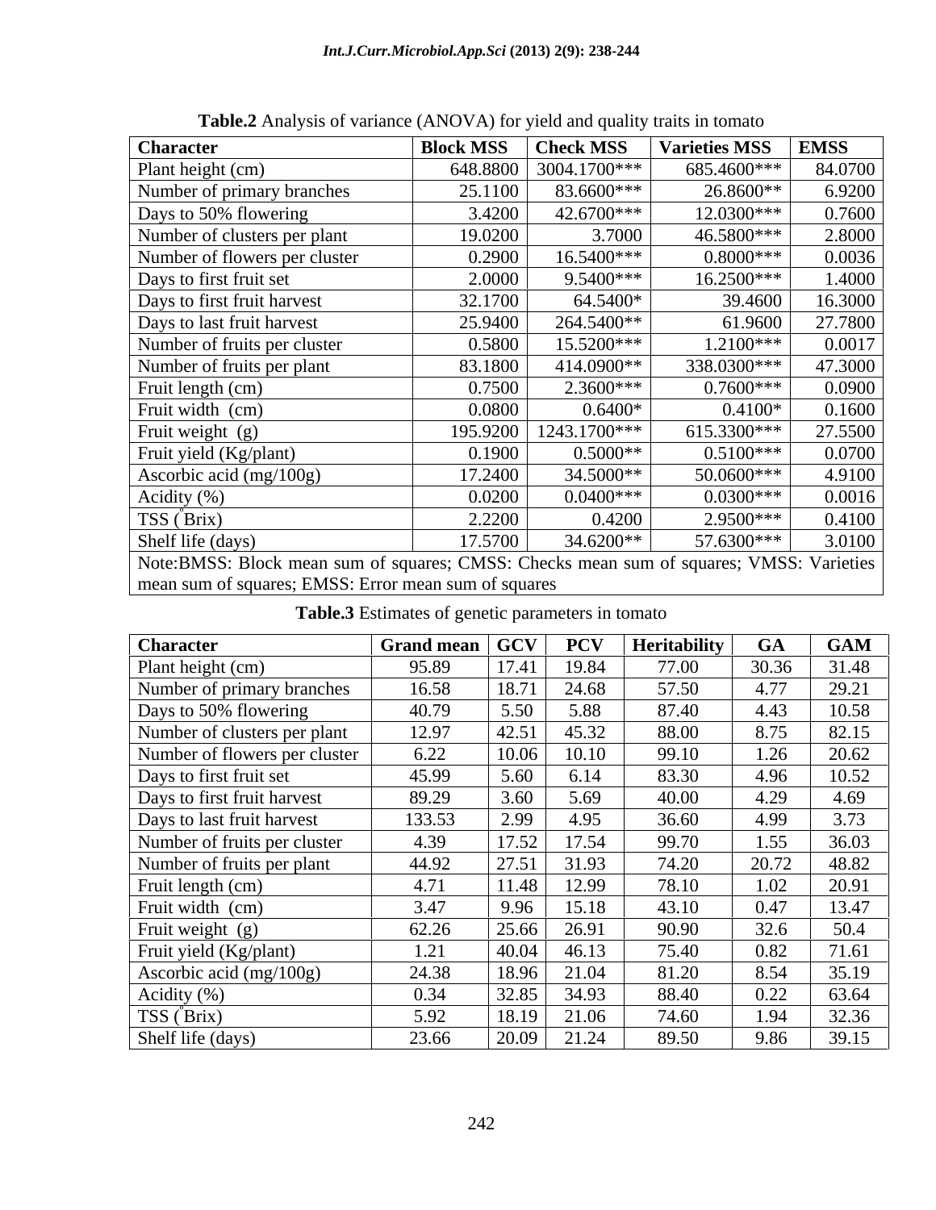**Table.2** Analysis of variance (ANOVA) for yield and quality traits in tomato

| Character | Block MSS | Check MSS | Varieties MSS | EMSS |
|---|---|---|---|---|
| Plant height (cm) | 648.8800 | 3004.1700*** | 685.4600*** | 84.0700 |
| Number of primary branches | 25.1100 | 83.6600*** | 26.8600** | 6.9200 |
| Days to 50% flowering | 3.4200 | 42.6700*** | 12.0300*** | 0.7600 |
| Number of clusters per plant | 19.0200 | 3.7000 | 46.5800*** | 2.8000 |
| Number of flowers per cluster | 0.2900 | 16.5400*** | 0.8000*** | 0.0036 |
| Days to first fruit set | 2.0000 | 9.5400*** | 16.2500*** | 1.4000 |
| Days to first fruit harvest | 32.1700 | 64.5400* | 39.4600 | 16.3000 |
| Days to last fruit harvest | 25.9400 | 264.5400** | 61.9600 | 27.7800 |
| Number of fruits per cluster | 0.5800 | 15.5200*** | 1.2100*** | 0.0017 |
| Number of fruits per plant | 83.1800 | 414.0900** | 338.0300*** | 47.3000 |
| Fruit length (cm) | 0.7500 | 2.3600*** | 0.7600*** | 0.0900 |
| Fruit width (cm) | 0.0800 | 0.6400* | 0.4100* | 0.1600 |
| Fruit weight (g) | 195.9200 | 1243.1700*** | 615.3300*** | 27.5500 |
| Fruit yield (Kg/plant) | 0.1900 | 0.5000** | 0.5100*** | 0.0700 |
| Ascorbic acid (mg/100g) | 17.2400 | 34.5000** | 50.0600*** | 4.9100 |
| Acidity (%) | 0.0200 | 0.0400*** | 0.0300*** | 0.0016 |
| TSS (°Brix) | 2.2200 | 0.4200 | 2.9500*** | 0.4100 |
| Shelf life (days) | 17.5700 | 34.6200** | 57.6300*** | 3.0100 |

Note:BMSS: Block mean sum of squares; CMSS: Checks mean sum of squares; VMSS: Varieties mean sum of squares; EMSS: Error mean sum of squares

**Table.3** Estimates of genetic parameters in tomato

| Character | Grand mean | GCV | PCV | Heritability | GA | GAM |
|---|---|---|---|---|---|---|
| Plant height (cm) | 95.89 | 17.41 | 19.84 | 77.00 | 30.36 | 31.48 |
| Number of primary branches | 16.58 | 18.71 | 24.68 | 57.50 | 4.77 | 29.21 |
| Days to 50% flowering | 40.79 | 5.50 | 5.88 | 87.40 | 4.43 | 10.58 |
| Number of clusters per plant | 12.97 | 42.51 | 45.32 | 88.00 | 8.75 | 82.15 |
| Number of flowers per cluster | 6.22 | 10.06 | 10.10 | 99.10 | 1.26 | 20.62 |
| Days to first fruit set | 45.99 | 5.60 | 6.14 | 83.30 | 4.96 | 10.52 |
| Days to first fruit harvest | 89.29 | 3.60 | 5.69 | 40.00 | 4.29 | 4.69 |
| Days to last fruit harvest | 133.53 | 2.99 | 4.95 | 36.60 | 4.99 | 3.73 |
| Number of fruits per cluster | 4.39 | 17.52 | 17.54 | 99.70 | 1.55 | 36.03 |
| Number of fruits per plant | 44.92 | 27.51 | 31.93 | 74.20 | 20.72 | 48.82 |
| Fruit length (cm) | 4.71 | 11.48 | 12.99 | 78.10 | 1.02 | 20.91 |
| Fruit width (cm) | 3.47 | 9.96 | 15.18 | 43.10 | 0.47 | 13.47 |
| Fruit weight (g) | 62.26 | 25.66 | 26.91 | 90.90 | 32.6 | 50.4 |
| Fruit yield (Kg/plant) | 1.21 | 40.04 | 46.13 | 75.40 | 0.82 | 71.61 |
| Ascorbic acid (mg/100g) | 24.38 | 18.96 | 21.04 | 81.20 | 8.54 | 35.19 |
| Acidity (%) | 0.34 | 32.85 | 34.93 | 88.40 | 0.22 | 63.64 |
| TSS (°Brix) | 5.92 | 18.19 | 21.06 | 74.60 | 1.94 | 32.36 |
| Shelf life (days) | 23.66 | 20.09 | 21.24 | 89.50 | 9.86 | 39.15 |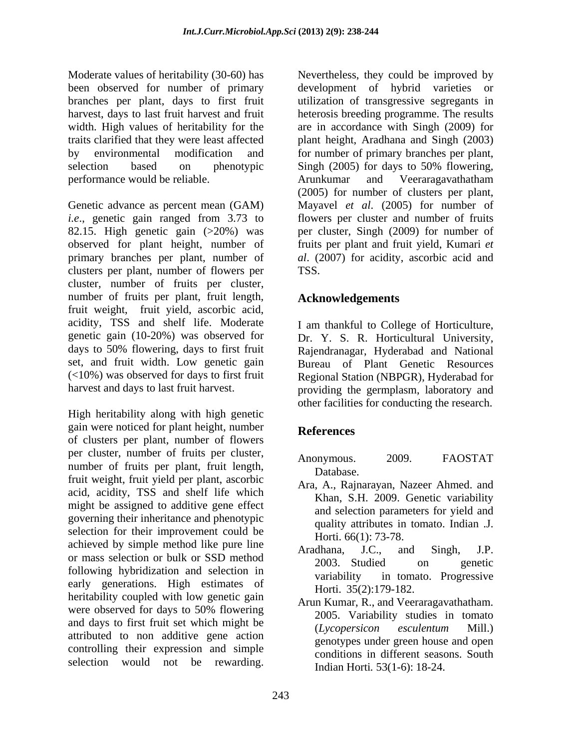Moderate values of heritability (30-60) has been observed for number of primary branches per plant, days to first fruit harvest, days to last fruit harvest and fruit width. High values of heritability for the traits clarified that they were least affected by environmental modification and selection based on phenotypic performance would be reliable.

Genetic advance as percent mean (GAM) *i.e*., genetic gain ranged from 3.73 to 82.15. High genetic gain (>20%) was observed for plant height, number of primary branches per plant, number of clusters per plant, number of flowers per cluster, number of fruits per cluster, number of fruits per plant, fruit length, fruit weight, fruit yield, ascorbic acid, acidity, TSS and shelf life. Moderate genetic gain (10-20%) was observed for days to 50% flowering, days to first fruit set, and fruit width. Low genetic gain (<10%) was observed for days to first fruit harvest and days to last fruit harvest.

High heritability along with high genetic gain were noticed for plant height, number of clusters per plant, number of flowers per cluster, number of fruits per cluster, number of fruits per plant, fruit length, fruit weight, fruit yield per plant, ascorbic acid, acidity, TSS and shelf life which might be assigned to additive gene effect governing their inheritance and phenotypic selection for their improvement could be achieved by simple method like pure line or mass selection or bulk or SSD method following hybridization and selection in early generations. High estimates of heritability coupled with low genetic gain were observed for days to 50% flowering and days to first fruit set which might be attributed to non additive gene action controlling their expression and simple selection would not be rewarding. Nevertheless, they could be improved by development of hybrid varieties or utilization of transgressive segregants in heterosis breeding programme. The results are in accordance with Singh (2009) for plant height, Aradhana and Singh (2003) for number of primary branches per plant, Singh (2005) for days to 50% flowering, Arunkumar and Veeraragavathatham (2005) for number of clusters per plant, Mayavel *et al*. (2005) for number of flowers per cluster and number of fruits per cluster, Singh (2009) for number of fruits per plant and fruit yield, Kumari *et al*. (2007) for acidity, ascorbic acid and TSS.

## Acknowledgements

I am thankful to College of Horticulture, Dr. Y. S. R. Horticultural University, Rajendranagar, Hyderabad and National Bureau of Plant Genetic Resources Regional Station (NBPGR), Hyderabad for providing the germplasm, laboratory and other facilities for conducting the research.

## References

Anonymous. 2009. FAOSTAT Database.

Ara, A., Rajnarayan, Nazeer Ahmed. and Khan, S.H. 2009. Genetic variability and selection parameters for yield and quality attributes in tomato. Indian .J. Horti. 66(1): 73-78.

Aradhana, J.C., and Singh, J.P. 2003. Studied on genetic variability in tomato. Progressive Horti. 35(2):179-182.

Arun Kumar, R., and Veeraragavathatham. 2005. Variability studies in tomato (*Lycopersicon esculentum* Mill.) genotypes under green house and open conditions in different seasons. South Indian Horti*.* 53(1-6): 18-24.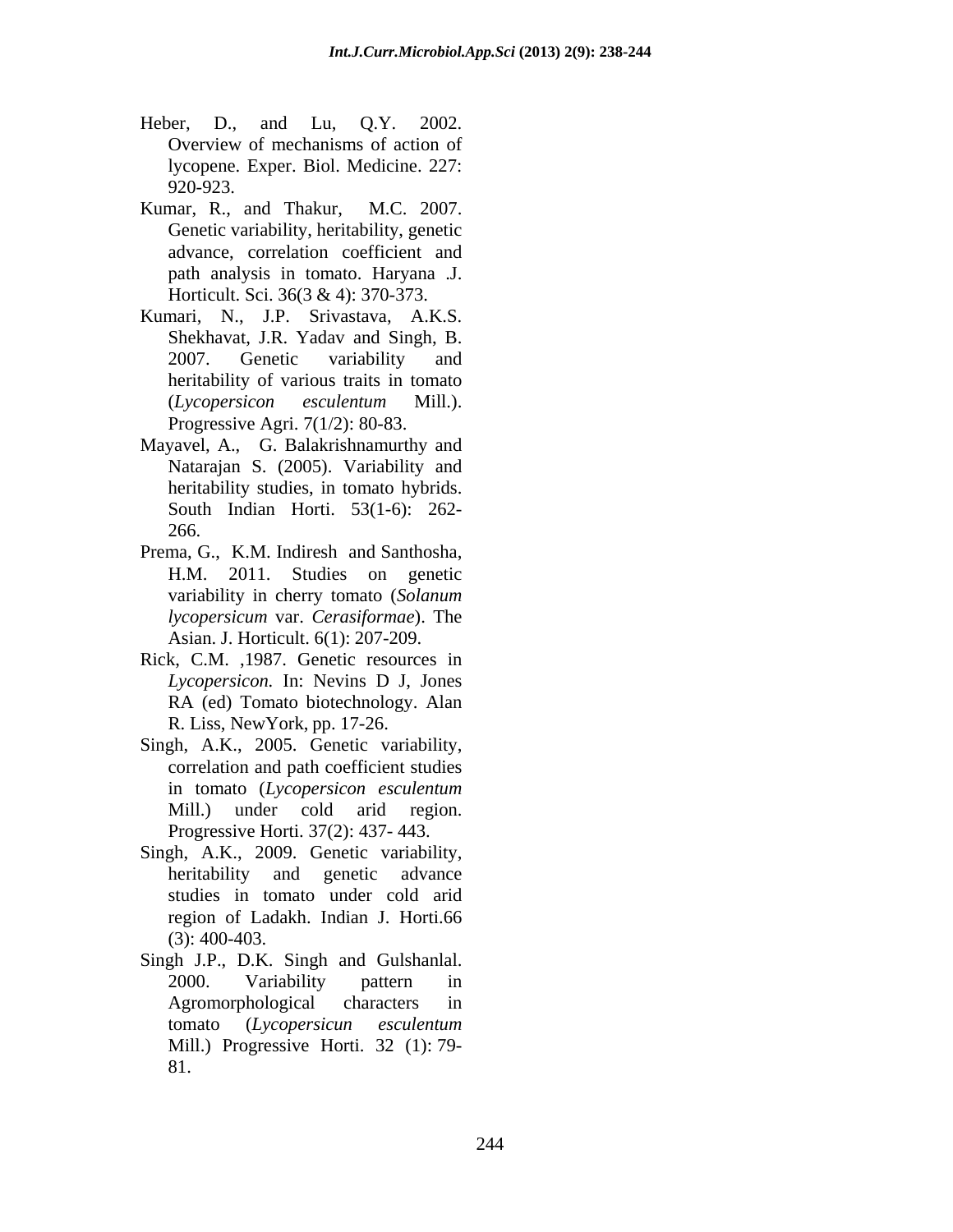Heber, D., and Lu, Q.Y. 2002. Overview of mechanisms of action of lycopene. Exper. Biol. Medicine. 227: 920-923.

Kumar, R., and Thakur, M.C. 2007. Genetic variability, heritability, genetic advance, correlation coefficient and path analysis in tomato. Haryana .J. Horticult. Sci. 36(3 & 4): 370-373.

Kumari, N., J.P. Srivastava, A.K.S. Shekhavat, J.R. Yadav and Singh, B. 2007. Genetic variability and heritability of various traits in tomato (*Lycopersicon esculentum* Mill.). Progressive Agri. 7(1/2): 80-83.

Mayavel, A., G. Balakrishnamurthy and Natarajan S. (2005). Variability and heritability studies, in tomato hybrids. South Indian Horti. 53(1-6): 262-266.

Prema, G., K.M. Indiresh and Santhosha, H.M. 2011. Studies on genetic variability in cherry tomato (*Solanum lycopersicum* var. *Cerasiformae*). The Asian. J. Horticult. 6(1): 207-209.

Rick, C.M. ,1987. Genetic resources in *Lycopersicon.* In: Nevins D J, Jones RA (ed) Tomato biotechnology. Alan R. Liss, NewYork, pp. 17-26.

Singh, A.K., 2005. Genetic variability, correlation and path coefficient studies in tomato (*Lycopersicon esculentum* Mill.) under cold arid region. Progressive Horti. 37(2): 437- 443.

Singh, A.K., 2009. Genetic variability, heritability and genetic advance studies in tomato under cold arid region of Ladakh. Indian J. Horti.66 (3): 400-403.

Singh J.P., D.K. Singh and Gulshanlal. 2000. Variability pattern in Agromorphological characters in tomato (*Lycopersicun esculentum* Mill.) Progressive Horti. 32 (1): 79-81.